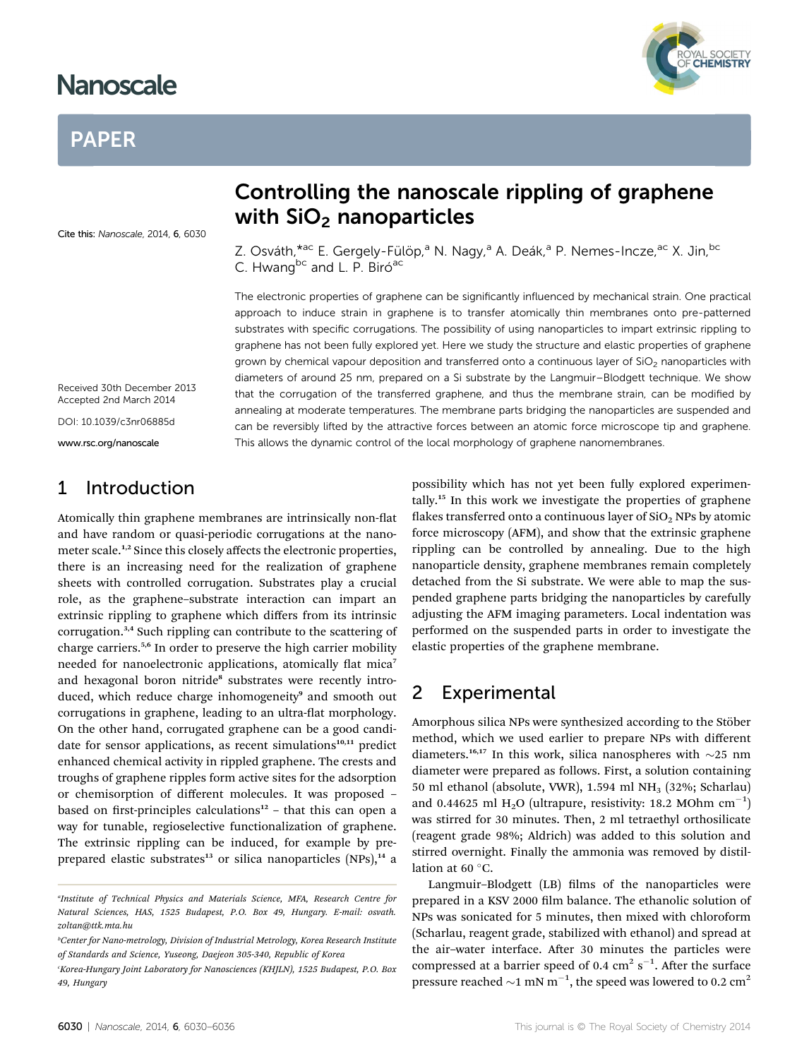# Nanoscale

## PAPER

Cite this: *Nanoscale*, 2014, **6**, 6030

Received 30th December 2013
Accepted 2nd March 2014

DOI: 10.1039/c3nr06885d

www.rsc.org/nanoscale

# Controlling the nanoscale rippling of graphene with $SiO_2$ nanoparticles

Z. Osváth,[*ac] E. Gergely-Fülöp,[a] N. Nagy,[a] A. Deák,[a] P. Nemes-Incze,[ac] X. Jin,[bc] C. Hwang[bc] and L. P. Biró[ac]

The electronic properties of graphene can be significantly influenced by mechanical strain. One practical approach to induce strain in graphene is to transfer atomically thin membranes onto pre-patterned substrates with specific corrugations. The possibility of using nanoparticles to impart extrinsic rippling to graphene has not been fully explored yet. Here we study the structure and elastic properties of graphene grown by chemical vapour deposition and transferred onto a continuous layer of $SiO_2$ nanoparticles with diameters of around 25 nm, prepared on a Si substrate by the Langmuir–Blodgett technique. We show that the corrugation of the transferred graphene, and thus the membrane strain, can be modified by annealing at moderate temperatures. The membrane parts bridging the nanoparticles are suspended and can be reversibly lifted by the attractive forces between an atomic force microscope tip and graphene. This allows the dynamic control of the local morphology of graphene nanomembranes.

## 1 Introduction

Atomically thin graphene membranes are intrinsically non-flat and have random or quasi-periodic corrugations at the nanometer scale.[1,2] Since this closely affects the electronic properties, there is an increasing need for the realization of graphene sheets with controlled corrugation. Substrates play a crucial role, as the graphene–substrate interaction can impart an extrinsic rippling to graphene which differs from its intrinsic corrugation.[3,4] Such rippling can contribute to the scattering of charge carriers.[5,6] In order to preserve the high carrier mobility needed for nanoelectronic applications, atomically flat mica[7] and hexagonal boron nitride[8] substrates were recently introduced, which reduce charge inhomogeneity[9] and smooth out corrugations in graphene, leading to an ultra-flat morphology. On the other hand, corrugated graphene can be a good candidate for sensor applications, as recent simulations[10,11] predict enhanced chemical activity in rippled graphene. The crests and troughs of graphene ripples form active sites for the adsorption or chemisorption of different molecules. It was proposed – based on first-principles calculations[12] – that this can open a way for tunable, regioselective functionalization of graphene. The extrinsic rippling can be induced, for example by pre-prepared elastic substrates[13] or silica nanoparticles (NPs),[14] a possibility which has not yet been fully explored experimentally.[15] In this work we investigate the properties of graphene flakes transferred onto a continuous layer of $SiO_2$ NPs by atomic force microscopy (AFM), and show that the extrinsic graphene rippling can be controlled by annealing. Due to the high nanoparticle density, graphene membranes remain completely detached from the Si substrate. We were able to map the suspended graphene parts bridging the nanoparticles by carefully adjusting the AFM imaging parameters. Local indentation was performed on the suspended parts in order to investigate the elastic properties of the graphene membrane.

## 2 Experimental

Amorphous silica NPs were synthesized according to the Stöber method, which we used earlier to prepare NPs with different diameters.[16,17] In this work, silica nanospheres with ~25 nm diameter were prepared as follows. First, a solution containing 50 ml ethanol (absolute, VWR), 1.594 ml $NH_3$ (32%; Scharlau) and 0.44625 ml $H_2O$ (ultrapure, resistivity: 18.2 MOhm $cm^{-1}$) was stirred for 30 minutes. Then, 2 ml tetraethyl orthosilicate (reagent grade 98%; Aldrich) was added to this solution and stirred overnight. Finally the ammonia was removed by distillation at 60 °C.

Langmuir–Blodgett (LB) films of the nanoparticles were prepared in a KSV 2000 film balance. The ethanolic solution of NPs was sonicated for 5 minutes, then mixed with chloroform (Scharlau, reagent grade, stabilized with ethanol) and spread at the air–water interface. After 30 minutes the particles were compressed at a barrier speed of 0.4 $cm^2$ $s^{-1}$. After the surface pressure reached ~1 mN $m^{-1}$, the speed was lowered to 0.2 $cm^2$

---

[a] Institute of Technical Physics and Materials Science, MFA, Research Centre for Natural Sciences, HAS, 1525 Budapest, P.O. Box 49, Hungary. E-mail: osvath.zoltan@ttk.mta.hu

[b] Center for Nano-metrology, Division of Industrial Metrology, Korea Research Institute of Standards and Science, Yuseong, Daejeon 305-340, Republic of Korea

[c] Korea-Hungary Joint Laboratory for Nanosciences (KHJLN), 1525 Budapest, P.O. Box 49, Hungary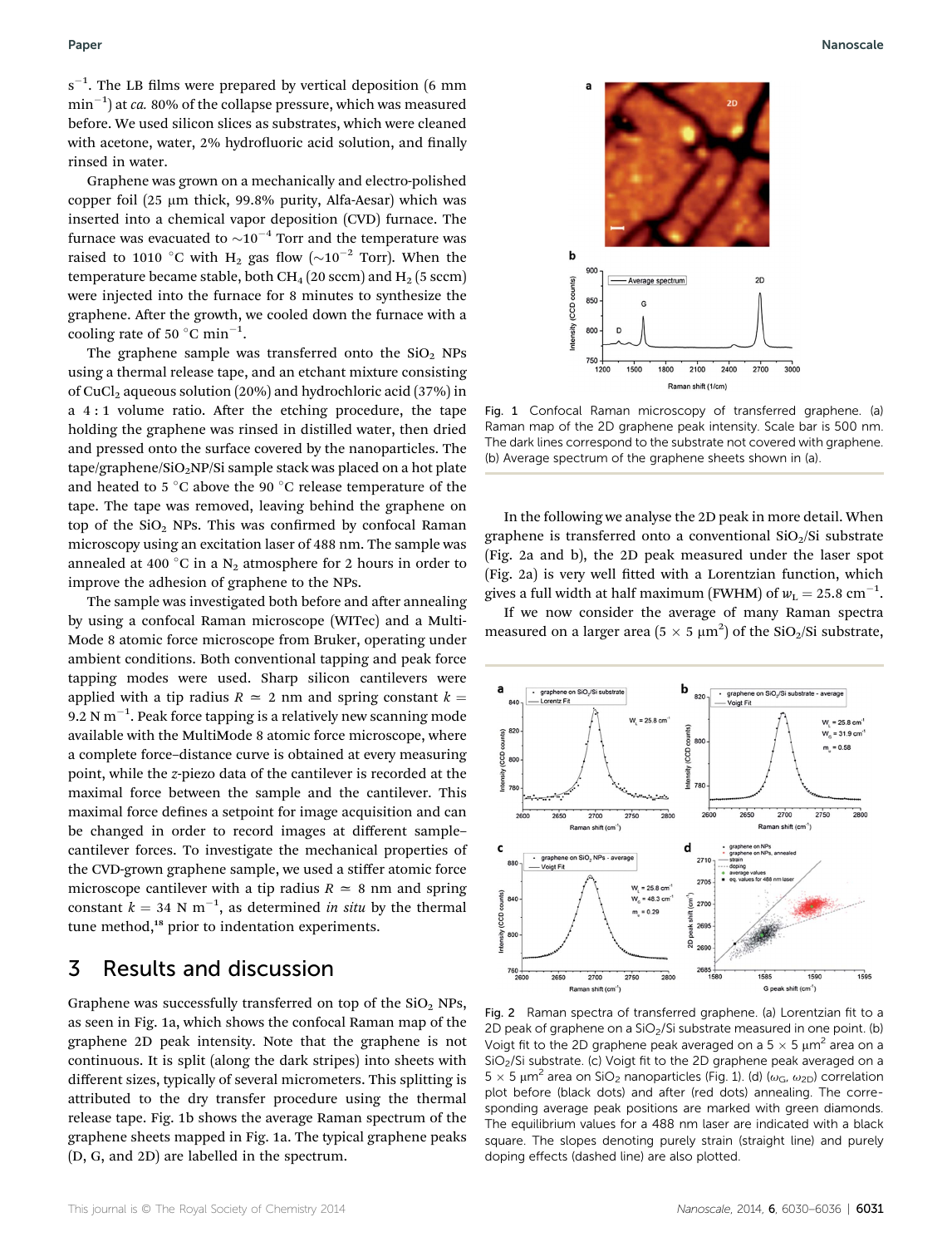$s^{-1}$. The LB films were prepared by vertical deposition (6 mm $min^{-1}$) at *ca.* 80% of the collapse pressure, which was measured before. We used silicon slices as substrates, which were cleaned with acetone, water, 2% hydrofluoric acid solution, and finally rinsed in water.

Graphene was grown on a mechanically and electro-polished copper foil (25 μm thick, 99.8% purity, Alfa-Aesar) which was inserted into a chemical vapor deposition (CVD) furnace. The furnace was evacuated to $\sim 10^{-4}$ Torr and the temperature was raised to 1010 °C with $H_2$ gas flow ($\sim 10^{-2}$ Torr). When the temperature became stable, both $CH_4$ (20 sccm) and $H_2$ (5 sccm) were injected into the furnace for 8 minutes to synthesize the graphene. After the growth, we cooled down the furnace with a cooling rate of 50 °C $min^{-1}$.

The graphene sample was transferred onto the $SiO_2$ NPs using a thermal release tape, and an etchant mixture consisting of $CuCl_2$ aqueous solution (20%) and hydrochloric acid (37%) in a 4 : 1 volume ratio. After the etching procedure, the tape holding the graphene was rinsed in distilled water, then dried and pressed onto the surface covered by the nanoparticles. The tape/graphene/$SiO_2$NP/Si sample stack was placed on a hot plate and heated to 5 °C above the 90 °C release temperature of the tape. The tape was removed, leaving behind the graphene on top of the $SiO_2$ NPs. This was confirmed by confocal Raman microscopy using an excitation laser of 488 nm. The sample was annealed at 400 °C in a $N_2$ atmosphere for 2 hours in order to improve the adhesion of graphene to the NPs.

The sample was investigated both before and after annealing by using a confocal Raman microscope (WITec) and a Multi-Mode 8 atomic force microscope from Bruker, operating under ambient conditions. Both conventional tapping and peak force tapping modes were used. Sharp silicon cantilevers were applied with a tip radius $R \simeq 2$ nm and spring constant $k = 9.2$ N $m^{-1}$. Peak force tapping is a relatively new scanning mode available with the MultiMode 8 atomic force microscope, where a complete force–distance curve is obtained at every measuring point, while the *z*-piezo data of the cantilever is recorded at the maximal force between the sample and the cantilever. This maximal force defines a setpoint for image acquisition and can be changed in order to record images at different sample–cantilever forces. To investigate the mechanical properties of the CVD-grown graphene sample, we used a stiffer atomic force microscope cantilever with a tip radius $R \simeq 8$ nm and spring constant $k = 34$ N $m^{-1}$, as determined *in situ* by the thermal tune method,[18] prior to indentation experiments.

## 3 Results and discussion

Graphene was successfully transferred on top of the $SiO_2$ NPs, as seen in Fig. 1a, which shows the confocal Raman map of the graphene 2D peak intensity. Note that the graphene is not continuous. It is split (along the dark stripes) into sheets with different sizes, typically of several micrometers. This splitting is attributed to the dry transfer procedure using the thermal release tape. Fig. 1b shows the average Raman spectrum of the graphene sheets mapped in Fig. 1a. The typical graphene peaks (D, G, and 2D) are labelled in the spectrum.

Fig. 1 Confocal Raman microscopy of transferred graphene. (a) Raman map of the 2D graphene peak intensity. Scale bar is 500 nm. The dark lines correspond to the substrate not covered with graphene. (b) Average spectrum of the graphene sheets shown in (a).

In the following we analyse the 2D peak in more detail. When graphene is transferred onto a conventional $SiO_2$/Si substrate (Fig. 2a and b), the 2D peak measured under the laser spot (Fig. 2a) is very well fitted with a Lorentzian function, which gives a full width at half maximum (FWHM) of $w_L = 25.8$ $cm^{-1}$.

If we now consider the average of many Raman spectra measured on a larger area (5 × 5 $\mu m^2$) of the $SiO_2$/Si substrate,

Fig. 2 Raman spectra of transferred graphene. (a) Lorentzian fit to a 2D peak of graphene on a $SiO_2$/Si substrate measured in one point. (b) Voigt fit to the 2D graphene peak averaged on a 5 × 5 $\mu m^2$ area on a $SiO_2$/Si substrate. (c) Voigt fit to the 2D graphene peak averaged on a 5 × 5 $\mu m^2$ area on $SiO_2$ nanoparticles (Fig. 1). (d) ($\omega_G$, $\omega_{2D}$) correlation plot before (black dots) and after (red dots) annealing. The corresponding average peak positions are marked with green diamonds. The equilibrium values for a 488 nm laser are indicated with a black square. The slopes denoting purely strain (straight line) and purely doping effects (dashed line) are also plotted.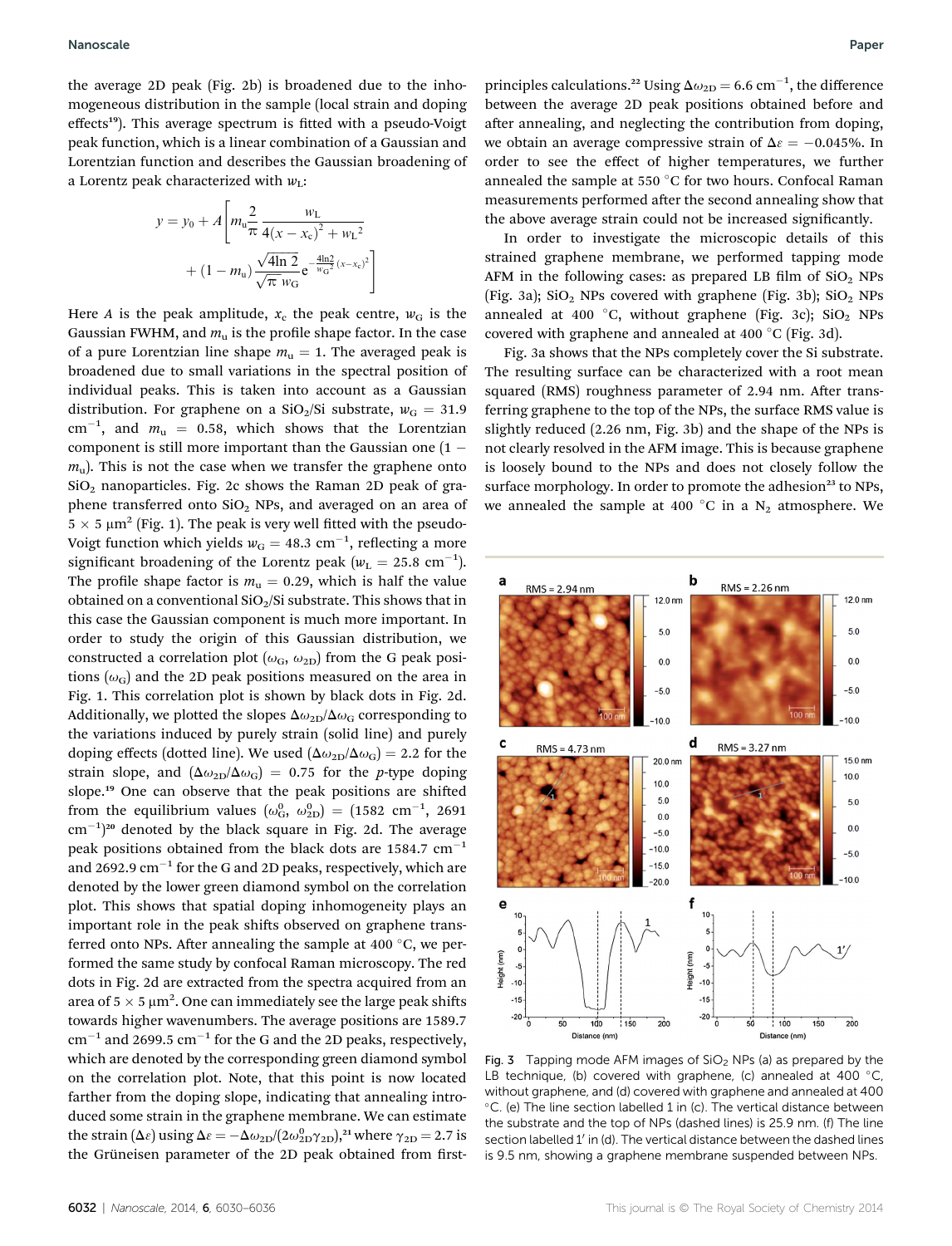the average 2D peak (Fig. 2b) is broadened due to the inhomogeneous distribution in the sample (local strain and doping effects[19]). This average spectrum is fitted with a pseudo-Voigt peak function, which is a linear combination of a Gaussian and Lorentzian function and describes the Gaussian broadening of a Lorentz peak characterized with $w_L$:

$$y = y_0 + A\left[m_u\frac{2}{\pi}\frac{w_L}{4(x-x_c)^2+w_L^2} + (1-m_u)\frac{\sqrt{4\ln 2}}{\sqrt{\pi}\,w_G}e^{-\frac{4\ln 2}{w_G^2}(x-x_c)^2}\right]$$

Here $A$ is the peak amplitude, $x_c$ the peak centre, $w_G$ is the Gaussian FWHM, and $m_u$ is the profile shape factor. In the case of a pure Lorentzian line shape $m_u = 1$. The averaged peak is broadened due to small variations in the spectral position of individual peaks. This is taken into account as a Gaussian distribution. For graphene on a $SiO_2$/Si substrate, $w_G = 31.9$ cm$^{-1}$, and $m_u = 0.58$, which shows that the Lorentzian component is still more important than the Gaussian one $(1 - m_u)$. This is not the case when we transfer the graphene onto $SiO_2$ nanoparticles. Fig. 2c shows the Raman 2D peak of graphene transferred onto $SiO_2$ NPs, and averaged on an area of $5 \times 5$ μm$^2$ (Fig. 1). The peak is very well fitted with the pseudo-Voigt function which yields $w_G = 48.3$ cm$^{-1}$, reflecting a more significant broadening of the Lorentz peak ($w_L = 25.8$ cm$^{-1}$). The profile shape factor is $m_u = 0.29$, which is half the value obtained on a conventional $SiO_2$/Si substrate. This shows that in this case the Gaussian component is much more important. In order to study the origin of this Gaussian distribution, we constructed a correlation plot ($\omega_G$, $\omega_{2D}$) from the G peak positions ($\omega_G$) and the 2D peak positions measured on the area in Fig. 1. This correlation plot is shown by black dots in Fig. 2d. Additionally, we plotted the slopes $\Delta\omega_{2D}/\Delta\omega_G$ corresponding to the variations induced by purely strain (solid line) and purely doping effects (dotted line). We used $(\Delta\omega_{2D}/\Delta\omega_G) = 2.2$ for the strain slope, and $(\Delta\omega_{2D}/\Delta\omega_G) = 0.75$ for the *p*-type doping slope.[19] One can observe that the peak positions are shifted from the equilibrium values $(\omega_G^0, \omega_{2D}^0) = (1582$ cm$^{-1}$, $2691$ cm$^{-1})$[20] denoted by the black square in Fig. 2d. The average peak positions obtained from the black dots are 1584.7 cm$^{-1}$ and 2692.9 cm$^{-1}$ for the G and 2D peaks, respectively, which are denoted by the lower green diamond symbol on the correlation plot. This shows that spatial doping inhomogeneity plays an important role in the peak shifts observed on graphene transferred onto NPs. After annealing the sample at 400 °C, we performed the same study by confocal Raman microscopy. The red dots in Fig. 2d are extracted from the spectra acquired from an area of $5 \times 5$ μm$^2$. One can immediately see the large peak shifts towards higher wavenumbers. The average positions are 1589.7 cm$^{-1}$ and 2699.5 cm$^{-1}$ for the G and the 2D peaks, respectively, which are denoted by the corresponding green diamond symbol on the correlation plot. Note, that this point is now located farther from the doping slope, indicating that annealing introduced some strain in the graphene membrane. We can estimate the strain ($\Delta\varepsilon$) using $\Delta\varepsilon = -\Delta\omega_{2D}/(2\omega_{2D}^0\gamma_{2D})$,[21] where $\gamma_{2D} = 2.7$ is the Grüneisen parameter of the 2D peak obtained from first-principles calculations.[22] Using $\Delta\omega_{2D} = 6.6$ cm$^{-1}$, the difference between the average 2D peak positions obtained before and after annealing, and neglecting the contribution from doping, we obtain an average compressive strain of $\Delta\varepsilon = -0.045\%$. In order to see the effect of higher temperatures, we further annealed the sample at 550 °C for two hours. Confocal Raman measurements performed after the second annealing show that the above average strain could not be increased significantly.

In order to investigate the microscopic details of this strained graphene membrane, we performed tapping mode AFM in the following cases: as prepared LB film of $SiO_2$ NPs (Fig. 3a); $SiO_2$ NPs covered with graphene (Fig. 3b); $SiO_2$ NPs annealed at 400 °C, without graphene (Fig. 3c); $SiO_2$ NPs covered with graphene and annealed at 400 °C (Fig. 3d).

Fig. 3a shows that the NPs completely cover the Si substrate. The resulting surface can be characterized with a root mean squared (RMS) roughness parameter of 2.94 nm. After transferring graphene to the top of the NPs, the surface RMS value is slightly reduced (2.26 nm, Fig. 3b) and the shape of the NPs is not clearly resolved in the AFM image. This is because graphene is loosely bound to the NPs and does not closely follow the surface morphology. In order to promote the adhesion[23] to NPs, we annealed the sample at 400 °C in a $N_2$ atmosphere. We

Fig. 3 Tapping mode AFM images of $SiO_2$ NPs (a) as prepared by the LB technique, (b) covered with graphene, (c) annealed at 400 °C, without graphene, and (d) covered with graphene and annealed at 400 °C. (e) The line section labelled 1 in (c). The vertical distance between the substrate and the top of NPs (dashed lines) is 25.9 nm. (f) The line section labelled 1′ in (d). The vertical distance between the dashed lines is 9.5 nm, showing a graphene membrane suspended between NPs.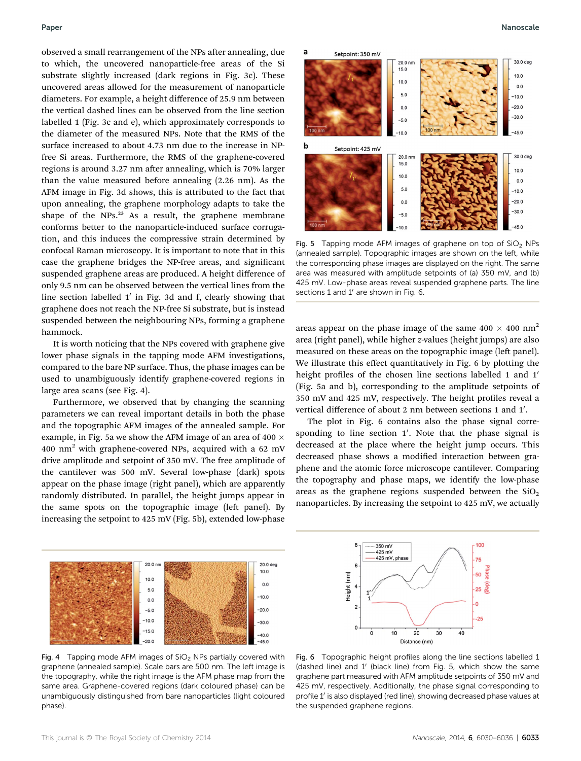observed a small rearrangement of the NPs after annealing, due to which, the uncovered nanoparticle-free areas of the Si substrate slightly increased (dark regions in Fig. 3c). These uncovered areas allowed for the measurement of nanoparticle diameters. For example, a height difference of 25.9 nm between the vertical dashed lines can be observed from the line section labelled 1 (Fig. 3c and e), which approximately corresponds to the diameter of the measured NPs. Note that the RMS of the surface increased to about 4.73 nm due to the increase in NP-free Si areas. Furthermore, the RMS of the graphene-covered regions is around 3.27 nm after annealing, which is 70% larger than the value measured before annealing (2.26 nm). As the AFM image in Fig. 3d shows, this is attributed to the fact that upon annealing, the graphene morphology adapts to take the shape of the NPs.[23] As a result, the graphene membrane conforms better to the nanoparticle-induced surface corrugation, and this induces the compressive strain determined by confocal Raman microscopy. It is important to note that in this case the graphene bridges the NP-free areas, and significant suspended graphene areas are produced. A height difference of only 9.5 nm can be observed between the vertical lines from the line section labelled 1′ in Fig. 3d and f, clearly showing that graphene does not reach the NP-free Si substrate, but is instead suspended between the neighbouring NPs, forming a graphene hammock.

It is worth noticing that the NPs covered with graphene give lower phase signals in the tapping mode AFM investigations, compared to the bare NP surface. Thus, the phase images can be used to unambiguously identify graphene-covered regions in large area scans (see Fig. 4).

Furthermore, we observed that by changing the scanning parameters we can reveal important details in both the phase and the topographic AFM images of the annealed sample. For example, in Fig. 5a we show the AFM image of an area of 400 × 400 nm$^2$ with graphene-covered NPs, acquired with a 62 mV drive amplitude and setpoint of 350 mV. The free amplitude of the cantilever was 500 mV. Several low-phase (dark) spots appear on the phase image (right panel), which are apparently randomly distributed. In parallel, the height jumps appear in the same spots on the topographic image (left panel). By increasing the setpoint to 425 mV (Fig. 5b), extended low-phase areas appear on the phase image of the same 400 × 400 nm$^2$ area (right panel), while higher *z*-values (height jumps) are also measured on these areas on the topographic image (left panel). We illustrate this effect quantitatively in Fig. 6 by plotting the height profiles of the chosen line sections labelled 1 and 1′ (Fig. 5a and b), corresponding to the amplitude setpoints of 350 mV and 425 mV, respectively. The height profiles reveal a vertical difference of about 2 nm between sections 1 and 1′.

The plot in Fig. 6 contains also the phase signal corresponding to line section 1′. Note that the phase signal is decreased at the place where the height jump occurs. This decreased phase shows a modified interaction between graphene and the atomic force microscope cantilever. Comparing the topography and phase maps, we identify the low-phase areas as the graphene regions suspended between the $SiO_2$ nanoparticles. By increasing the setpoint to 425 mV, we actually

Fig. 5 Tapping mode AFM images of graphene on top of $SiO_2$ NPs (annealed sample). Topographic images are shown on the left, while the corresponding phase images are displayed on the right. The same area was measured with amplitude setpoints of (a) 350 mV, and (b) 425 mV. Low-phase areas reveal suspended graphene parts. The line sections 1 and 1′ are shown in Fig. 6.

Fig. 4 Tapping mode AFM images of $SiO_2$ NPs partially covered with graphene (annealed sample). Scale bars are 500 nm. The left image is the topography, while the right image is the AFM phase map from the same area. Graphene-covered regions (dark coloured phase) can be unambiguously distinguished from bare nanoparticles (light coloured phase).

Fig. 6 Topographic height profiles along the line sections labelled 1 (dashed line) and 1′ (black line) from Fig. 5, which show the same graphene part measured with AFM amplitude setpoints of 350 mV and 425 mV, respectively. Additionally, the phase signal corresponding to profile 1′ is also displayed (red line), showing decreased phase values at the suspended graphene regions.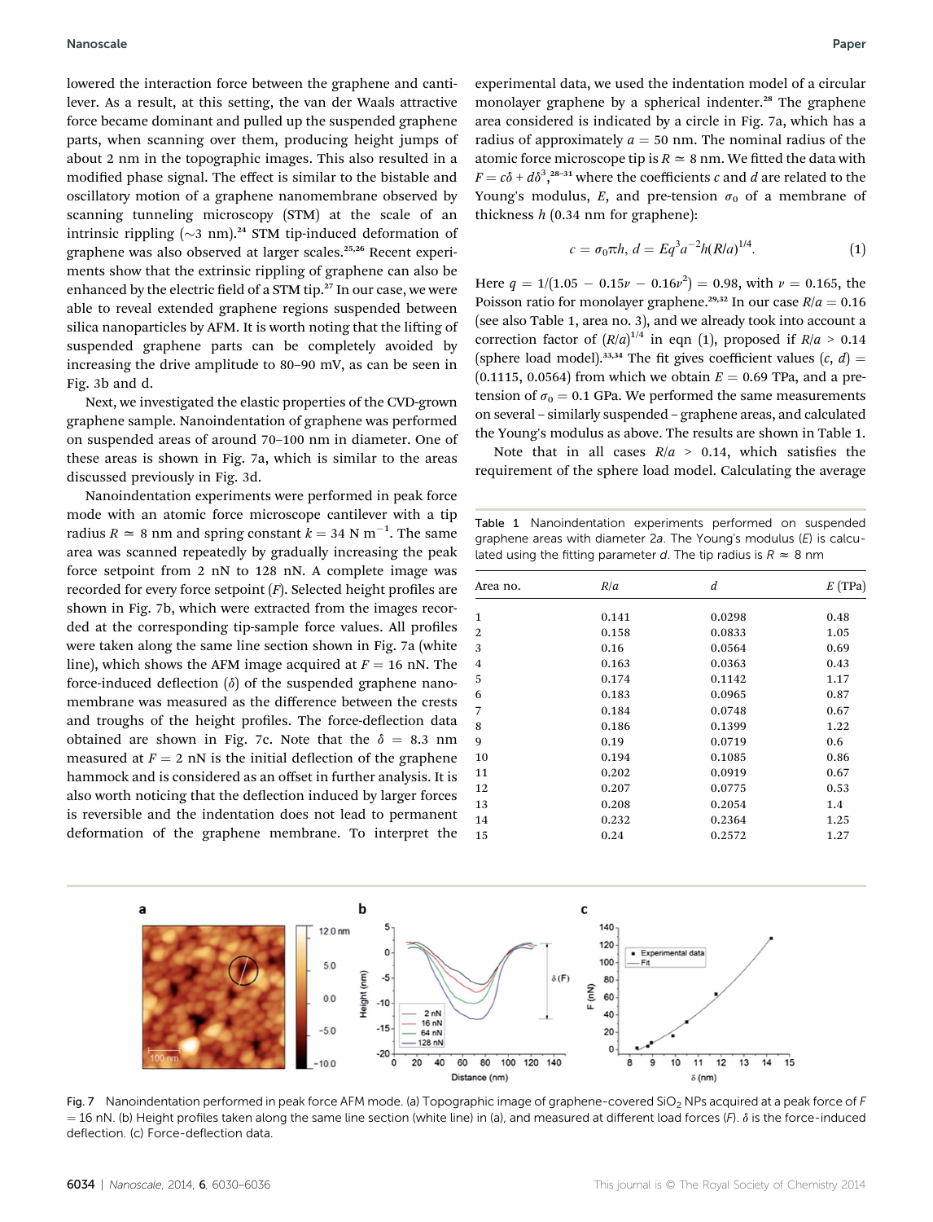lowered the interaction force between the graphene and cantilever. As a result, at this setting, the van der Waals attractive force became dominant and pulled up the suspended graphene parts, when scanning over them, producing height jumps of about 2 nm in the topographic images. This also resulted in a modified phase signal. The effect is similar to the bistable and oscillatory motion of a graphene nanomembrane observed by scanning tunneling microscopy (STM) at the scale of an intrinsic rippling (~3 nm).[24] STM tip-induced deformation of graphene was also observed at larger scales.[25,26] Recent experiments show that the extrinsic rippling of graphene can also be enhanced by the electric field of a STM tip.[27] In our case, we were able to reveal extended graphene regions suspended between silica nanoparticles by AFM. It is worth noting that the lifting of suspended graphene parts can be completely avoided by increasing the drive amplitude to 80–90 mV, as can be seen in Fig. 3b and d.

Next, we investigated the elastic properties of the CVD-grown graphene sample. Nanoindentation of graphene was performed on suspended areas of around 70–100 nm in diameter. One of these areas is shown in Fig. 7a, which is similar to the areas discussed previously in Fig. 3d.

Nanoindentation experiments were performed in peak force mode with an atomic force microscope cantilever with a tip radius $R \simeq 8$ nm and spring constant $k = 34$ N m$^{-1}$. The same area was scanned repeatedly by gradually increasing the peak force setpoint from 2 nN to 128 nN. A complete image was recorded for every force setpoint ($F$). Selected height profiles are shown in Fig. 7b, which were extracted from the images recorded at the corresponding tip-sample force values. All profiles were taken along the same line section shown in Fig. 7a (white line), which shows the AFM image acquired at $F = 16$ nN. The force-induced deflection ($\delta$) of the suspended graphene nanomembrane was measured as the difference between the crests and troughs of the height profiles. The force-deflection data obtained are shown in Fig. 7c. Note that the $\delta = 8.3$ nm measured at $F = 2$ nN is the initial deflection of the graphene hammock and is considered as an offset in further analysis. It is also worth noticing that the deflection induced by larger forces is reversible and the indentation does not lead to permanent deformation of the graphene membrane. To interpret the experimental data, we used the indentation model of a circular monolayer graphene by a spherical indenter.[28] The graphene area considered is indicated by a circle in Fig. 7a, which has a radius of approximately $a = 50$ nm. The nominal radius of the atomic force microscope tip is $R \simeq 8$ nm. We fitted the data with $F = c\delta + d\delta^3$,[28–31] where the coefficients $c$ and $d$ are related to the Young's modulus, $E$, and pre-tension $\sigma_0$ of a membrane of thickness $h$ (0.34 nm for graphene):

$$c = \sigma_0 \pi h,\; d = Eq^3 a^{-2} h (R/a)^{1/4}. \tag{1}$$

Here $q = 1/(1.05 - 0.15\nu - 0.16\nu^2) = 0.98$, with $\nu = 0.165$, the Poisson ratio for monolayer graphene.[29,32] In our case $R/a = 0.16$ (see also Table 1, area no. 3), and we already took into account a correction factor of $(R/a)^{1/4}$ in eqn (1), proposed if $R/a > 0.14$ (sphere load model).[33,34] The fit gives coefficient values $(c, d) = (0.1115, 0.0564)$ from which we obtain $E = 0.69$ TPa, and a pre-tension of $\sigma_0 = 0.1$ GPa. We performed the same measurements on several – similarly suspended – graphene areas, and calculated the Young's modulus as above. The results are shown in Table 1.

Note that in all cases $R/a > 0.14$, which satisfies the requirement of the sphere load model. Calculating the average

Table 1 Nanoindentation experiments performed on suspended graphene areas with diameter $2a$. The Young's modulus ($E$) is calculated using the fitting parameter $d$. The tip radius is $R \approx 8$ nm

| Area no. | $R/a$ | $d$ | $E$ (TPa) |
|---|---|---|---|
| 1 | 0.141 | 0.0298 | 0.48 |
| 2 | 0.158 | 0.0833 | 1.05 |
| 3 | 0.16 | 0.0564 | 0.69 |
| 4 | 0.163 | 0.0363 | 0.43 |
| 5 | 0.174 | 0.1142 | 1.17 |
| 6 | 0.183 | 0.0965 | 0.87 |
| 7 | 0.184 | 0.0748 | 0.67 |
| 8 | 0.186 | 0.1399 | 1.22 |
| 9 | 0.19 | 0.0719 | 0.6 |
| 10 | 0.194 | 0.1085 | 0.86 |
| 11 | 0.202 | 0.0919 | 0.67 |
| 12 | 0.207 | 0.0775 | 0.53 |
| 13 | 0.208 | 0.2054 | 1.4 |
| 14 | 0.232 | 0.2364 | 1.25 |
| 15 | 0.24 | 0.2572 | 1.27 |

Fig. 7 Nanoindentation performed in peak force AFM mode. (a) Topographic image of graphene-covered $SiO_2$ NPs acquired at a peak force of $F = 16$ nN. (b) Height profiles taken along the same line section (white line) in (a), and measured at different load forces ($F$). $\delta$ is the force-induced deflection. (c) Force-deflection data.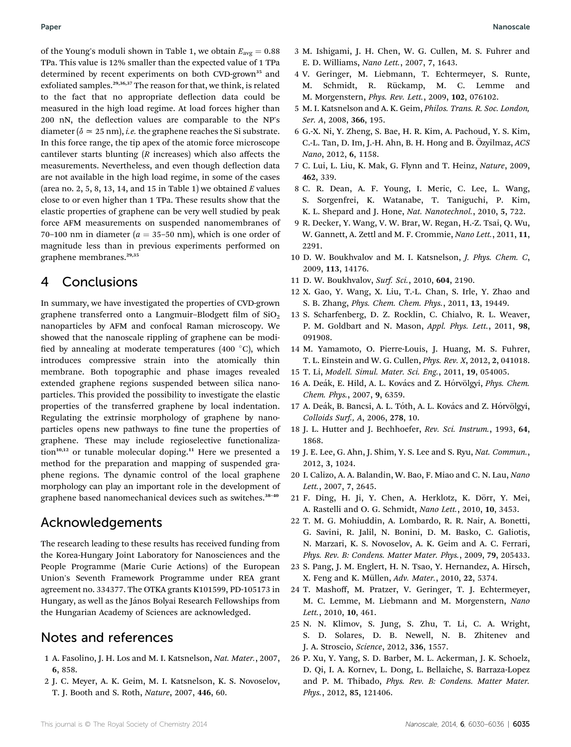of the Young's moduli shown in Table 1, we obtain $E_{avg} = 0.88$ TPa. This value is 12% smaller than the expected value of 1 TPa determined by recent experiments on both CVD-grown[35] and exfoliated samples.[29,36,37] The reason for that, we think, is related to the fact that no appropriate deflection data could be measured in the high load regime. At load forces higher than 200 nN, the deflection values are comparable to the NP's diameter ($\delta \simeq 25$ nm), *i.e.* the graphene reaches the Si substrate. In this force range, the tip apex of the atomic force microscope cantilever starts blunting ($R$ increases) which also affects the measurements. Nevertheless, and even though deflection data are not available in the high load regime, in some of the cases (area no. 2, 5, 8, 13, 14, and 15 in Table 1) we obtained $E$ values close to or even higher than 1 TPa. These results show that the elastic properties of graphene can be very well studied by peak force AFM measurements on suspended nanomembranes of 70–100 nm in diameter ($a$ = 35–50 nm), which is one order of magnitude less than in previous experiments performed on graphene membranes.[29,35]

## 4 Conclusions

In summary, we have investigated the properties of CVD-grown graphene transferred onto a Langmuir–Blodgett film of $SiO_2$ nanoparticles by AFM and confocal Raman microscopy. We showed that the nanoscale rippling of graphene can be modified by annealing at moderate temperatures (400 °C), which introduces compressive strain into the atomically thin membrane. Both topographic and phase images revealed extended graphene regions suspended between silica nanoparticles. This provided the possibility to investigate the elastic properties of the transferred graphene by local indentation. Regulating the extrinsic morphology of graphene by nanoparticles opens new pathways to fine tune the properties of graphene. These may include regioselective functionalization[10,12] or tunable molecular doping.[11] Here we presented a method for the preparation and mapping of suspended graphene regions. The dynamic control of the local graphene morphology can play an important role in the development of graphene based nanomechanical devices such as switches.[38–40]

## Acknowledgements

The research leading to these results has received funding from the Korea-Hungary Joint Laboratory for Nanosciences and the People Programme (Marie Curie Actions) of the European Union's Seventh Framework Programme under REA grant agreement no. 334377. The OTKA grants K101599, PD-105173 in Hungary, as well as the János Bolyai Research Fellowships from the Hungarian Academy of Sciences are acknowledged.

## Notes and references

1 A. Fasolino, J. H. Los and M. I. Katsnelson, *Nat. Mater.*, 2007, **6**, 858.

2 J. C. Meyer, A. K. Geim, M. I. Katsnelson, K. S. Novoselov, T. J. Booth and S. Roth, *Nature*, 2007, **446**, 60.

3 M. Ishigami, J. H. Chen, W. G. Cullen, M. S. Fuhrer and E. D. Williams, *Nano Lett.*, 2007, **7**, 1643.

4 V. Geringer, M. Liebmann, T. Echtermeyer, S. Runte, M. Schmidt, R. Rückamp, M. C. Lemme and M. Morgenstern, *Phys. Rev. Lett.*, 2009, **102**, 076102.

5 M. I. Katsnelson and A. K. Geim, *Philos. Trans. R. Soc. London, Ser. A*, 2008, **366**, 195.

6 G.-X. Ni, Y. Zheng, S. Bae, H. R. Kim, A. Pachoud, Y. S. Kim, C.-L. Tan, D. Im, J.-H. Ahn, B. H. Hong and B. Özyilmaz, *ACS Nano*, 2012, **6**, 1158.

7 C. Lui, L. Liu, K. Mak, G. Flynn and T. Heinz, *Nature*, 2009, **462**, 339.

8 C. R. Dean, A. F. Young, I. Meric, C. Lee, L. Wang, S. Sorgenfrei, K. Watanabe, T. Taniguchi, P. Kim, K. L. Shepard and J. Hone, *Nat. Nanotechnol.*, 2010, **5**, 722.

9 R. Decker, Y. Wang, V. W. Brar, W. Regan, H.-Z. Tsai, Q. Wu, W. Gannett, A. Zettl and M. F. Crommie, *Nano Lett.*, 2011, **11**, 2291.

10 D. W. Boukhvalov and M. I. Katsnelson, *J. Phys. Chem. C*, 2009, **113**, 14176.

11 D. W. Boukhvalov, *Surf. Sci.*, 2010, **604**, 2190.

12 X. Gao, Y. Wang, X. Liu, T.-L. Chan, S. Irle, Y. Zhao and S. B. Zhang, *Phys. Chem. Chem. Phys.*, 2011, **13**, 19449.

13 S. Scharfenberg, D. Z. Rocklin, C. Chialvo, R. L. Weaver, P. M. Goldbart and N. Mason, *Appl. Phys. Lett.*, 2011, **98**, 091908.

14 M. Yamamoto, O. Pierre-Louis, J. Huang, M. S. Fuhrer, T. L. Einstein and W. G. Cullen, *Phys. Rev. X*, 2012, **2**, 041018.

15 T. Li, *Modell. Simul. Mater. Sci. Eng.*, 2011, **19**, 054005.

16 A. Deák, E. Hild, A. L. Kovács and Z. Hórvölgyi, *Phys. Chem. Chem. Phys.*, 2007, **9**, 6359.

17 A. Deák, B. Bancsi, A. L. Tóth, A. L. Kovács and Z. Hórvölgyi, *Colloids Surf., A*, 2006, **278**, 10.

18 J. L. Hutter and J. Bechhoefer, *Rev. Sci. Instrum.*, 1993, **64**, 1868.

19 J. E. Lee, G. Ahn, J. Shim, Y. S. Lee and S. Ryu, *Nat. Commun.*, 2012, **3**, 1024.

20 I. Calizo, A. A. Balandin, W. Bao, F. Miao and C. N. Lau, *Nano Lett.*, 2007, **7**, 2645.

21 F. Ding, H. Ji, Y. Chen, A. Herklotz, K. Dörr, Y. Mei, A. Rastelli and O. G. Schmidt, *Nano Lett.*, 2010, **10**, 3453.

22 T. M. G. Mohiuddin, A. Lombardo, R. R. Nair, A. Bonetti, G. Savini, R. Jalil, N. Bonini, D. M. Basko, C. Galiotis, N. Marzari, K. S. Novoselov, A. K. Geim and A. C. Ferrari, *Phys. Rev. B: Condens. Matter Mater. Phys.*, 2009, **79**, 205433.

23 S. Pang, J. M. Englert, H. N. Tsao, Y. Hernandez, A. Hirsch, X. Feng and K. Müllen, *Adv. Mater.*, 2010, **22**, 5374.

24 T. Mashoff, M. Pratzer, V. Geringer, T. J. Echtermeyer, M. C. Lemme, M. Liebmann and M. Morgenstern, *Nano Lett.*, 2010, **10**, 461.

25 N. N. Klimov, S. Jung, S. Zhu, T. Li, C. A. Wright, S. D. Solares, D. B. Newell, N. B. Zhitenev and J. A. Stroscio, *Science*, 2012, **336**, 1557.

26 P. Xu, Y. Yang, S. D. Barber, M. L. Ackerman, J. K. Schoelz, D. Qi, I. A. Kornev, L. Dong, L. Bellaiche, S. Barraza-Lopez and P. M. Thibado, *Phys. Rev. B: Condens. Matter Mater. Phys.*, 2012, **85**, 121406.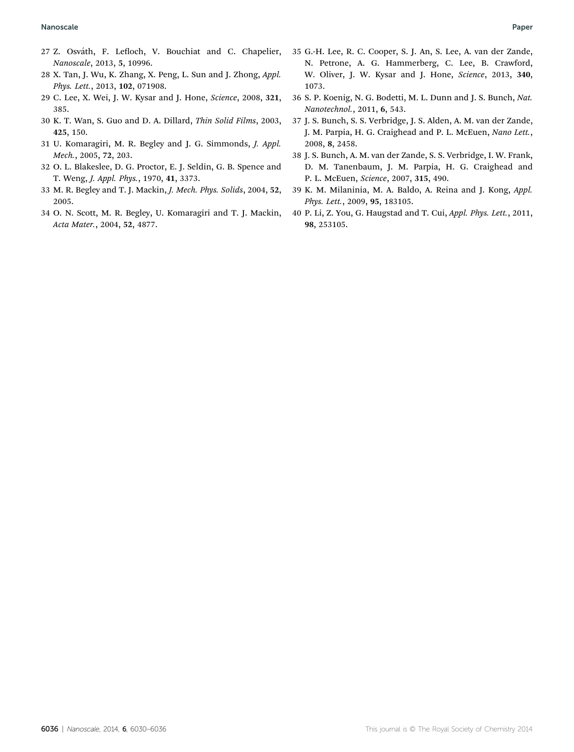27 Z. Osváth, F. Lefloch, V. Bouchiat and C. Chapelier, *Nanoscale*, 2013, **5**, 10996.

28 X. Tan, J. Wu, K. Zhang, X. Peng, L. Sun and J. Zhong, *Appl. Phys. Lett.*, 2013, **102**, 071908.

29 C. Lee, X. Wei, J. W. Kysar and J. Hone, *Science*, 2008, **321**, 385.

30 K. T. Wan, S. Guo and D. A. Dillard, *Thin Solid Films*, 2003, **425**, 150.

31 U. Komaragiri, M. R. Begley and J. G. Simmonds, *J. Appl. Mech.*, 2005, **72**, 203.

32 O. L. Blakeslee, D. G. Proctor, E. J. Seldin, G. B. Spence and T. Weng, *J. Appl. Phys.*, 1970, **41**, 3373.

33 M. R. Begley and T. J. Mackin, *J. Mech. Phys. Solids*, 2004, **52**, 2005.

34 O. N. Scott, M. R. Begley, U. Komaragiri and T. J. Mackin, *Acta Mater.*, 2004, **52**, 4877.

35 G.-H. Lee, R. C. Cooper, S. J. An, S. Lee, A. van der Zande, N. Petrone, A. G. Hammerberg, C. Lee, B. Crawford, W. Oliver, J. W. Kysar and J. Hone, *Science*, 2013, **340**, 1073.

36 S. P. Koenig, N. G. Bodetti, M. L. Dunn and J. S. Bunch, *Nat. Nanotechnol.*, 2011, **6**, 543.

37 J. S. Bunch, S. S. Verbridge, J. S. Alden, A. M. van der Zande, J. M. Parpia, H. G. Craighead and P. L. McEuen, *Nano Lett.*, 2008, **8**, 2458.

38 J. S. Bunch, A. M. van der Zande, S. S. Verbridge, I. W. Frank, D. M. Tanenbaum, J. M. Parpia, H. G. Craighead and P. L. McEuen, *Science*, 2007, **315**, 490.

39 K. M. Milaninia, M. A. Baldo, A. Reina and J. Kong, *Appl. Phys. Lett.*, 2009, **95**, 183105.

40 P. Li, Z. You, G. Haugstad and T. Cui, *Appl. Phys. Lett.*, 2011, **98**, 253105.